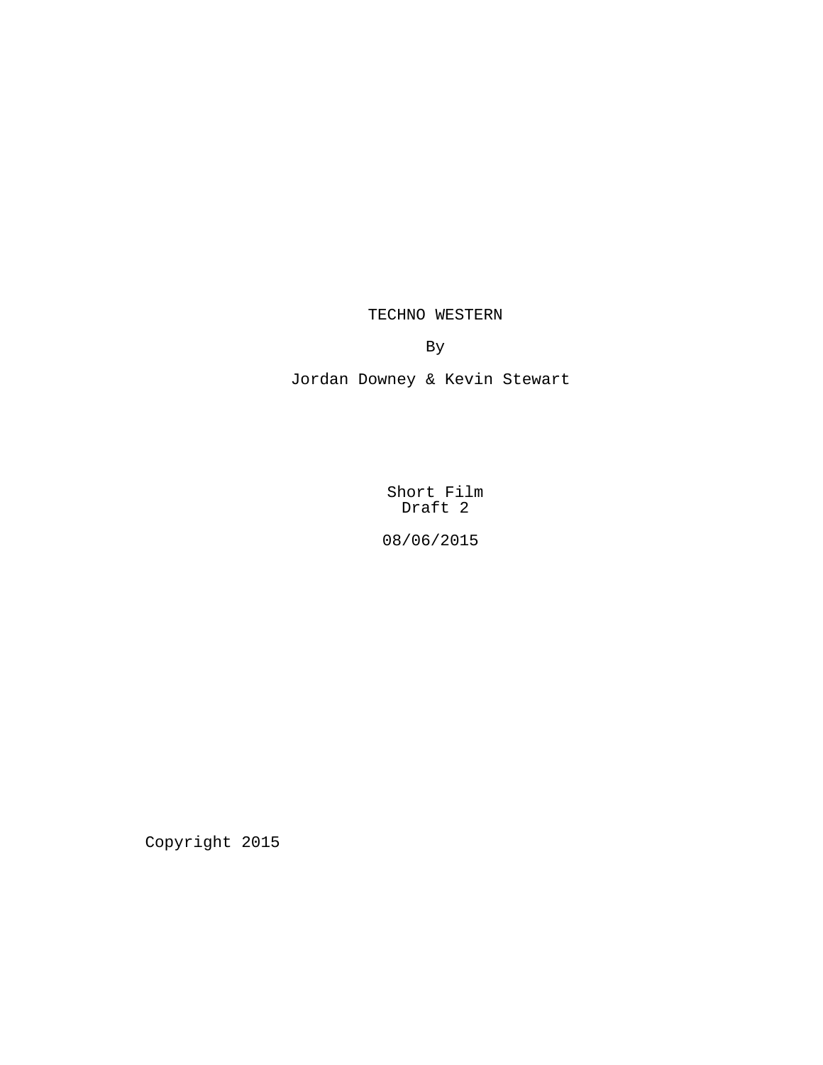# TECHNO WESTERN

By

Jordan Downey & Kevin Stewart

Short Film
Draft 2

08/06/2015

Copyright 2015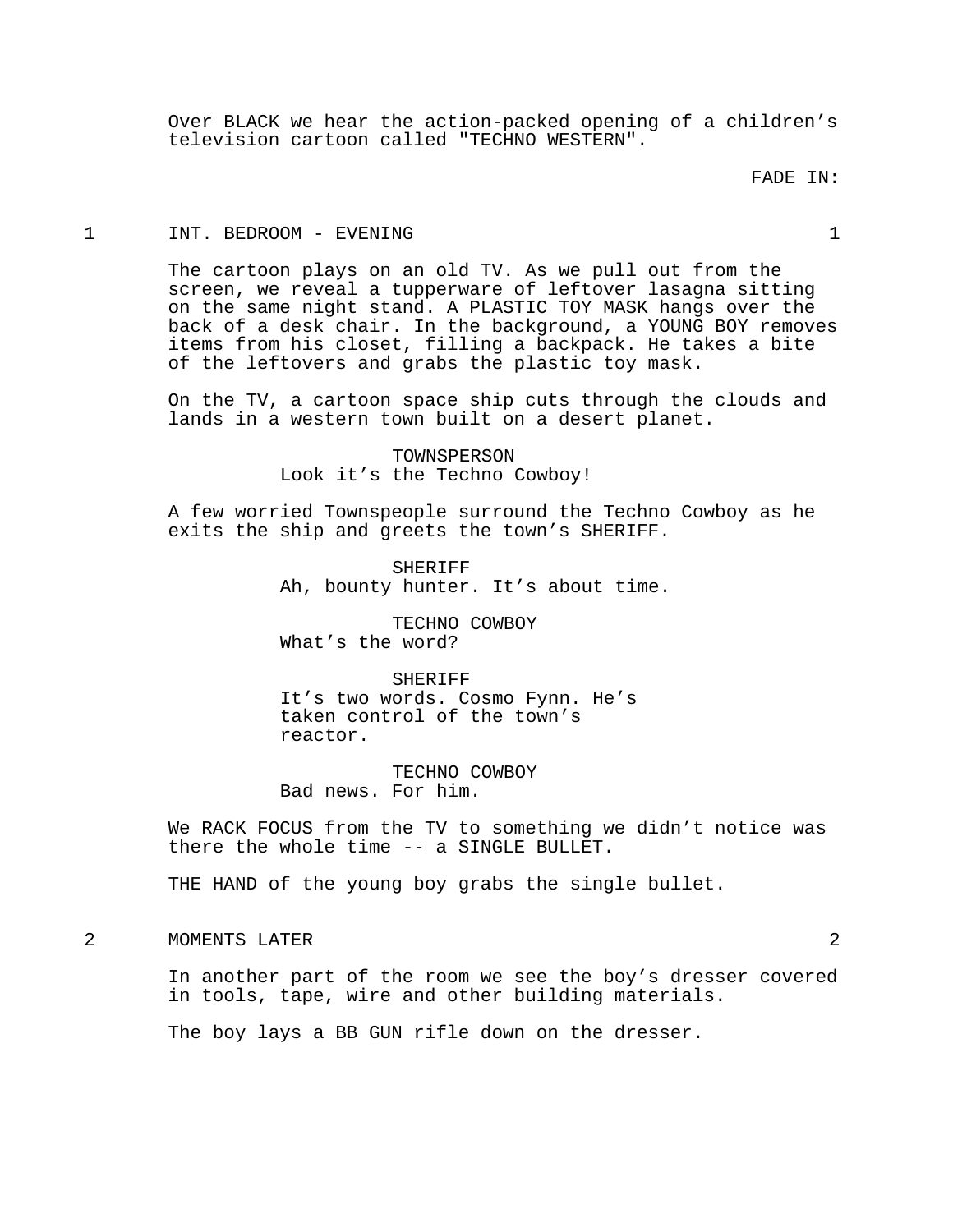Over BLACK we hear the action-packed opening of a children's television cartoon called "TECHNO WESTERN".

FADE IN:

1 INT. BEDROOM - EVENING 1

The cartoon plays on an old TV. As we pull out from the screen, we reveal a tupperware of leftover lasagna sitting on the same night stand. A PLASTIC TOY MASK hangs over the back of a desk chair. In the background, a YOUNG BOY removes items from his closet, filling a backpack. He takes a bite of the leftovers and grabs the plastic toy mask.

On the TV, a cartoon space ship cuts through the clouds and lands in a western town built on a desert planet.

TOWNSPERSON
Look it's the Techno Cowboy!

A few worried Townspeople surround the Techno Cowboy as he exits the ship and greets the town's SHERIFF.

SHERIFF
Ah, bounty hunter. It's about time.

TECHNO COWBOY
What's the word?

SHERIFF
It's two words. Cosmo Fynn. He's taken control of the town's reactor.

TECHNO COWBOY
Bad news. For him.

We RACK FOCUS from the TV to something we didn't notice was there the whole time -- a SINGLE BULLET.

THE HAND of the young boy grabs the single bullet.

2 MOMENTS LATER 2

In another part of the room we see the boy's dresser covered in tools, tape, wire and other building materials.

The boy lays a BB GUN rifle down on the dresser.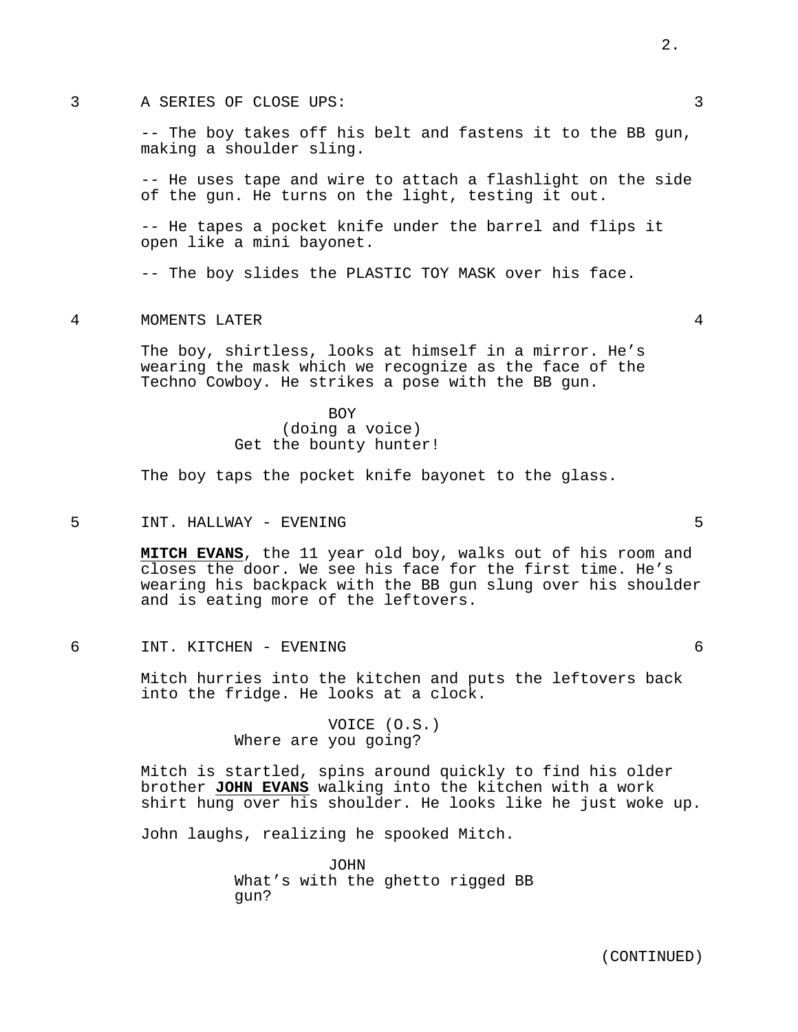3 A SERIES OF CLOSE UPS: 3

-- The boy takes off his belt and fastens it to the BB gun, making a shoulder sling.

-- He uses tape and wire to attach a flashlight on the side of the gun. He turns on the light, testing it out.

-- He tapes a pocket knife under the barrel and flips it open like a mini bayonet.

-- The boy slides the PLASTIC TOY MASK over his face.

4 MOMENTS LATER 4

The boy, shirtless, looks at himself in a mirror. He's wearing the mask which we recognize as the face of the Techno Cowboy. He strikes a pose with the BB gun.

BOY
(doing a voice)
Get the bounty hunter!

The boy taps the pocket knife bayonet to the glass.

5 INT. HALLWAY - EVENING 5

**MITCH EVANS**, the 11 year old boy, walks out of his room and closes the door. We see his face for the first time. He's wearing his backpack with the BB gun slung over his shoulder and is eating more of the leftovers.

6 INT. KITCHEN - EVENING 6

Mitch hurries into the kitchen and puts the leftovers back into the fridge. He looks at a clock.

VOICE (O.S.)
Where are you going?

Mitch is startled, spins around quickly to find his older brother **JOHN EVANS** walking into the kitchen with a work shirt hung over his shoulder. He looks like he just woke up.

John laughs, realizing he spooked Mitch.

JOHN
What's with the ghetto rigged BB gun?

(CONTINUED)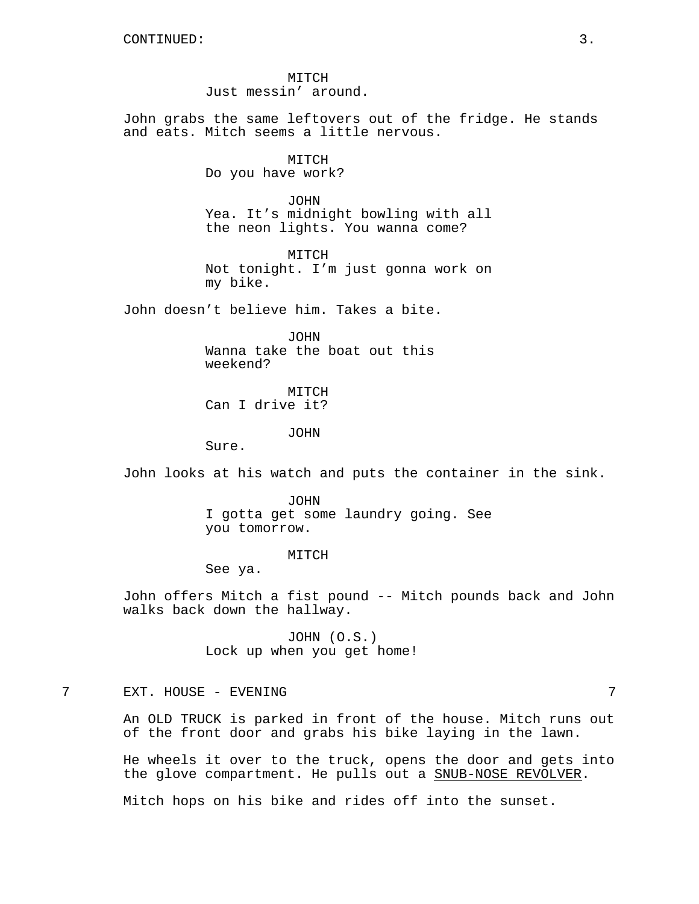CONTINUED:

MITCH
Just messin' around.

John grabs the same leftovers out of the fridge. He stands and eats. Mitch seems a little nervous.

MITCH
Do you have work?

JOHN
Yea. It's midnight bowling with all the neon lights. You wanna come?

MITCH
Not tonight. I'm just gonna work on my bike.

John doesn't believe him. Takes a bite.

JOHN
Wanna take the boat out this weekend?

MITCH
Can I drive it?

JOHN
Sure.

John looks at his watch and puts the container in the sink.

JOHN
I gotta get some laundry going. See you tomorrow.

MITCH
See ya.

John offers Mitch a fist pound -- Mitch pounds back and John walks back down the hallway.

JOHN (O.S.)
Lock up when you get home!

7 EXT. HOUSE - EVENING 7

An OLD TRUCK is parked in front of the house. Mitch runs out of the front door and grabs his bike laying in the lawn.

He wheels it over to the truck, opens the door and gets into the glove compartment. He pulls out a <u>SNUB-NOSE REVOLVER</u>.

Mitch hops on his bike and rides off into the sunset.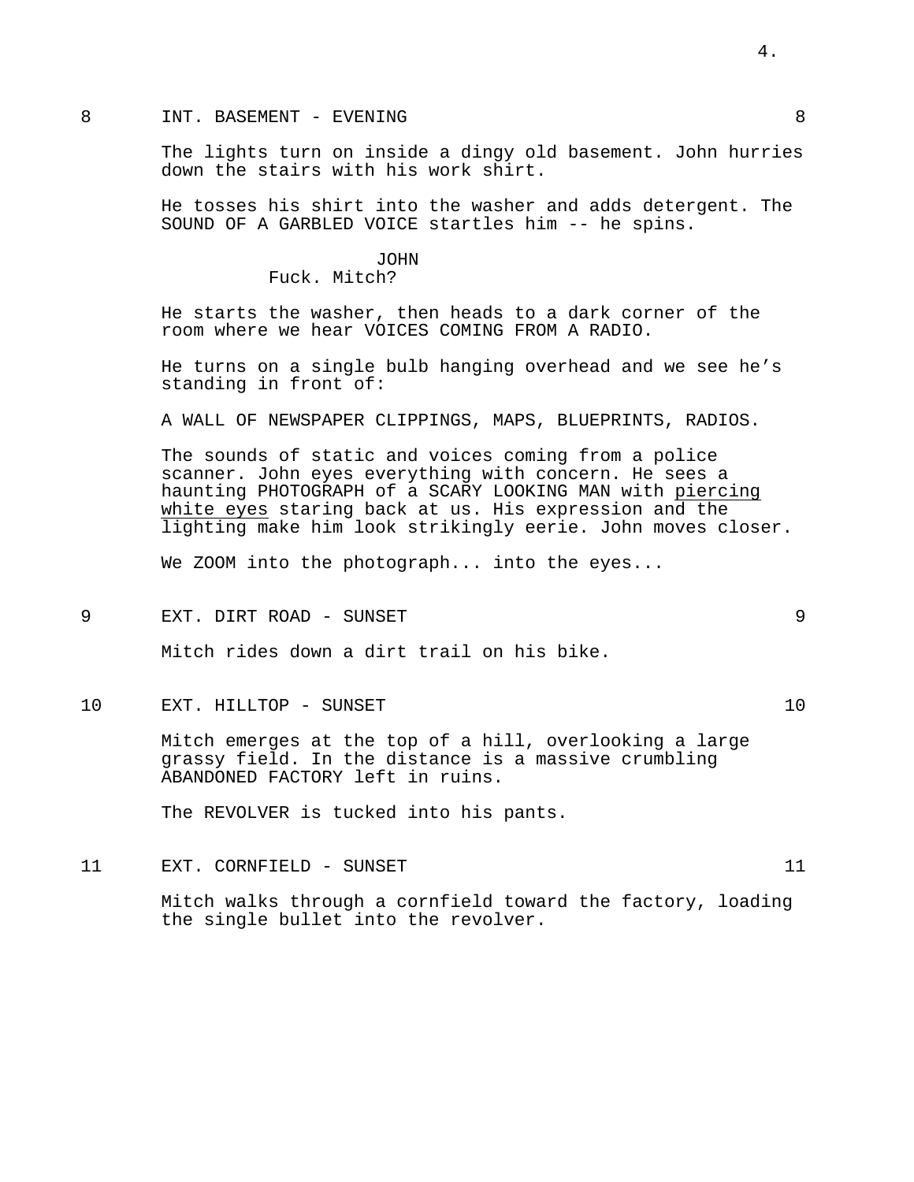8 INT. BASEMENT - EVENING 8

The lights turn on inside a dingy old basement. John hurries down the stairs with his work shirt.

He tosses his shirt into the washer and adds detergent. The SOUND OF A GARBLED VOICE startles him -- he spins.

JOHN
Fuck. Mitch?

He starts the washer, then heads to a dark corner of the room where we hear VOICES COMING FROM A RADIO.

He turns on a single bulb hanging overhead and we see he's standing in front of:

A WALL OF NEWSPAPER CLIPPINGS, MAPS, BLUEPRINTS, RADIOS.

The sounds of static and voices coming from a police scanner. John eyes everything with concern. He sees a haunting PHOTOGRAPH of a SCARY LOOKING MAN with piercing white eyes staring back at us. His expression and the lighting make him look strikingly eerie. John moves closer.

We ZOOM into the photograph... into the eyes...

9 EXT. DIRT ROAD - SUNSET 9

Mitch rides down a dirt trail on his bike.

10 EXT. HILLTOP - SUNSET 10

Mitch emerges at the top of a hill, overlooking a large grassy field. In the distance is a massive crumbling ABANDONED FACTORY left in ruins.

The REVOLVER is tucked into his pants.

11 EXT. CORNFIELD - SUNSET 11

Mitch walks through a cornfield toward the factory, loading the single bullet into the revolver.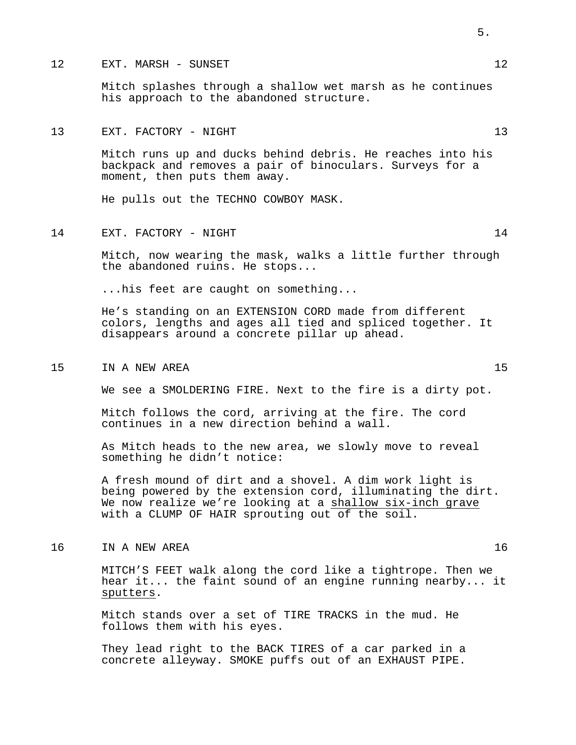12 EXT. MARSH - SUNSET 12

Mitch splashes through a shallow wet marsh as he continues his approach to the abandoned structure.

13 EXT. FACTORY - NIGHT 13

Mitch runs up and ducks behind debris. He reaches into his backpack and removes a pair of binoculars. Surveys for a moment, then puts them away.

He pulls out the TECHNO COWBOY MASK.

14 EXT. FACTORY - NIGHT 14

Mitch, now wearing the mask, walks a little further through the abandoned ruins. He stops...

...his feet are caught on something...

He's standing on an EXTENSION CORD made from different colors, lengths and ages all tied and spliced together. It disappears around a concrete pillar up ahead.

15 IN A NEW AREA 15

We see a SMOLDERING FIRE. Next to the fire is a dirty pot.

Mitch follows the cord, arriving at the fire. The cord continues in a new direction behind a wall.

As Mitch heads to the new area, we slowly move to reveal something he didn't notice:

A fresh mound of dirt and a shovel. A dim work light is being powered by the extension cord, illuminating the dirt. We now realize we're looking at a <u>shallow six-inch grave</u> with a CLUMP OF HAIR sprouting out of the soil.

16 IN A NEW AREA 16

MITCH'S FEET walk along the cord like a tightrope. Then we hear it... the faint sound of an engine running nearby... it <u>sputters</u>.

Mitch stands over a set of TIRE TRACKS in the mud. He follows them with his eyes.

They lead right to the BACK TIRES of a car parked in a concrete alleyway. SMOKE puffs out of an EXHAUST PIPE.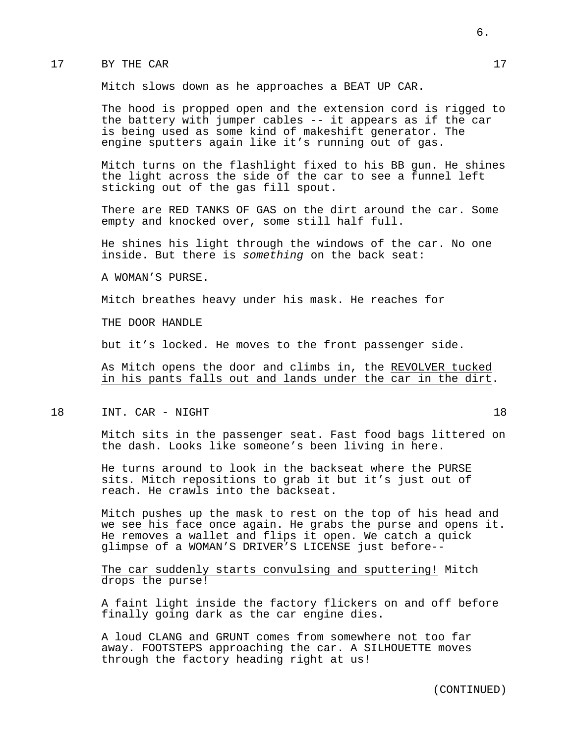17 BY THE CAR 17

Mitch slows down as he approaches a BEAT UP CAR.

The hood is propped open and the extension cord is rigged to the battery with jumper cables -- it appears as if the car is being used as some kind of makeshift generator. The engine sputters again like it's running out of gas.

Mitch turns on the flashlight fixed to his BB gun. He shines the light across the side of the car to see a funnel left sticking out of the gas fill spout.

There are RED TANKS OF GAS on the dirt around the car. Some empty and knocked over, some still half full.

He shines his light through the windows of the car. No one inside. But there is *something* on the back seat:

A WOMAN'S PURSE.

Mitch breathes heavy under his mask. He reaches for

THE DOOR HANDLE

but it's locked. He moves to the front passenger side.

As Mitch opens the door and climbs in, the REVOLVER tucked in his pants falls out and lands under the car in the dirt.

18 INT. CAR - NIGHT 18

Mitch sits in the passenger seat. Fast food bags littered on the dash. Looks like someone's been living in here.

He turns around to look in the backseat where the PURSE sits. Mitch repositions to grab it but it's just out of reach. He crawls into the backseat.

Mitch pushes up the mask to rest on the top of his head and we see his face once again. He grabs the purse and opens it. He removes a wallet and flips it open. We catch a quick glimpse of a WOMAN'S DRIVER'S LICENSE just before--

The car suddenly starts convulsing and sputtering! Mitch drops the purse!

A faint light inside the factory flickers on and off before finally going dark as the car engine dies.

A loud CLANG and GRUNT comes from somewhere not too far away. FOOTSTEPS approaching the car. A SILHOUETTE moves through the factory heading right at us!

(CONTINUED)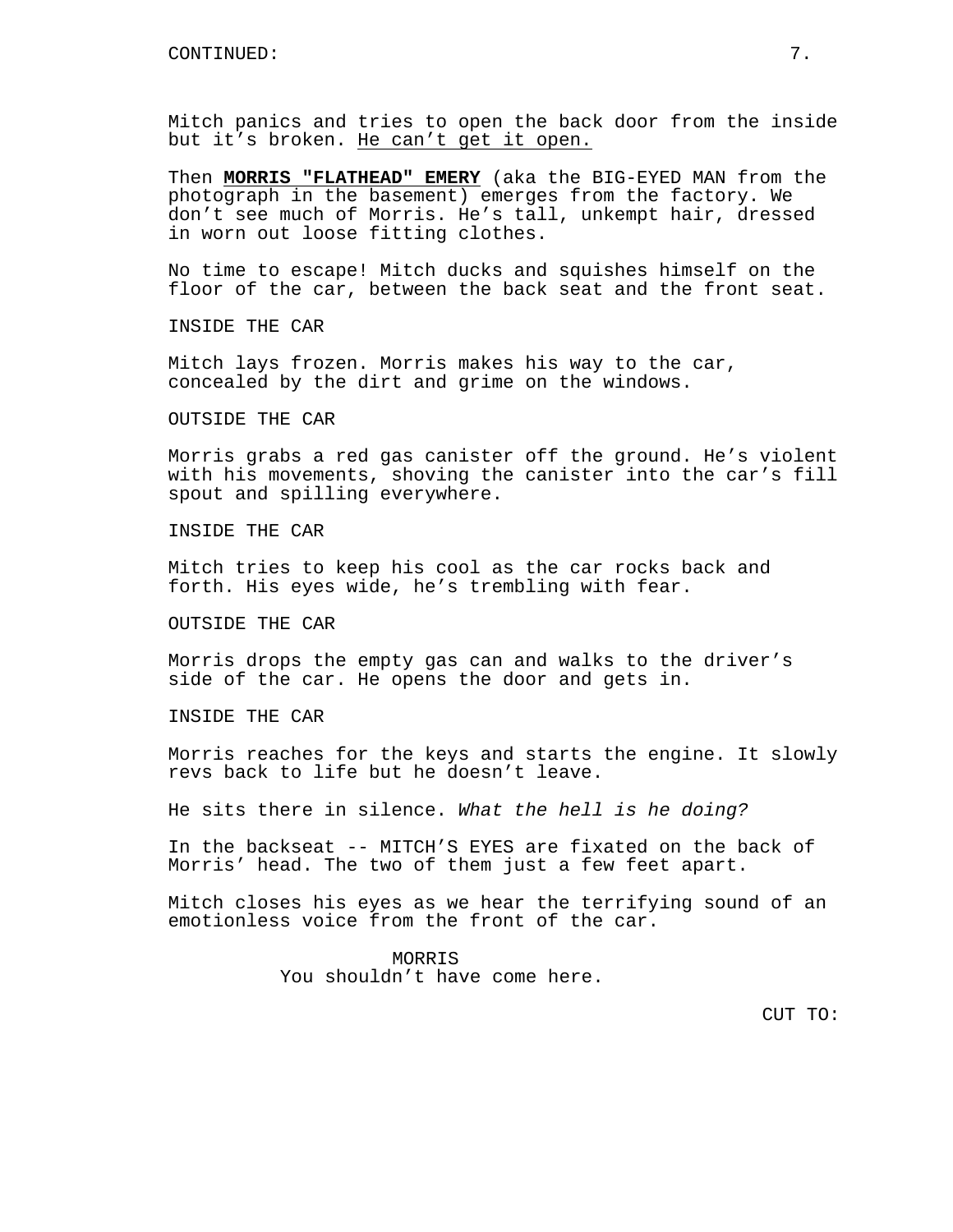Mitch panics and tries to open the back door from the inside but it’s broken. <u>He can’t get it open.</u>

Then **<u>MORRIS "FLATHEAD" EMERY</u>** (aka the BIG-EYED MAN from the photograph in the basement) emerges from the factory. We don’t see much of Morris. He’s tall, unkempt hair, dressed in worn out loose fitting clothes.

No time to escape! Mitch ducks and squishes himself on the floor of the car, between the back seat and the front seat.

INSIDE THE CAR

Mitch lays frozen. Morris makes his way to the car, concealed by the dirt and grime on the windows.

OUTSIDE THE CAR

Morris grabs a red gas canister off the ground. He’s violent with his movements, shoving the canister into the car’s fill spout and spilling everywhere.

INSIDE THE CAR

Mitch tries to keep his cool as the car rocks back and forth. His eyes wide, he’s trembling with fear.

OUTSIDE THE CAR

Morris drops the empty gas can and walks to the driver’s side of the car. He opens the door and gets in.

INSIDE THE CAR

Morris reaches for the keys and starts the engine. It slowly revs back to life but he doesn’t leave.

He sits there in silence. *What the hell is he doing?*

In the backseat -- MITCH’S EYES are fixated on the back of Morris’ head. The two of them just a few feet apart.

Mitch closes his eyes as we hear the terrifying sound of an emotionless voice from the front of the car.

MORRIS
You shouldn’t have come here.

CUT TO: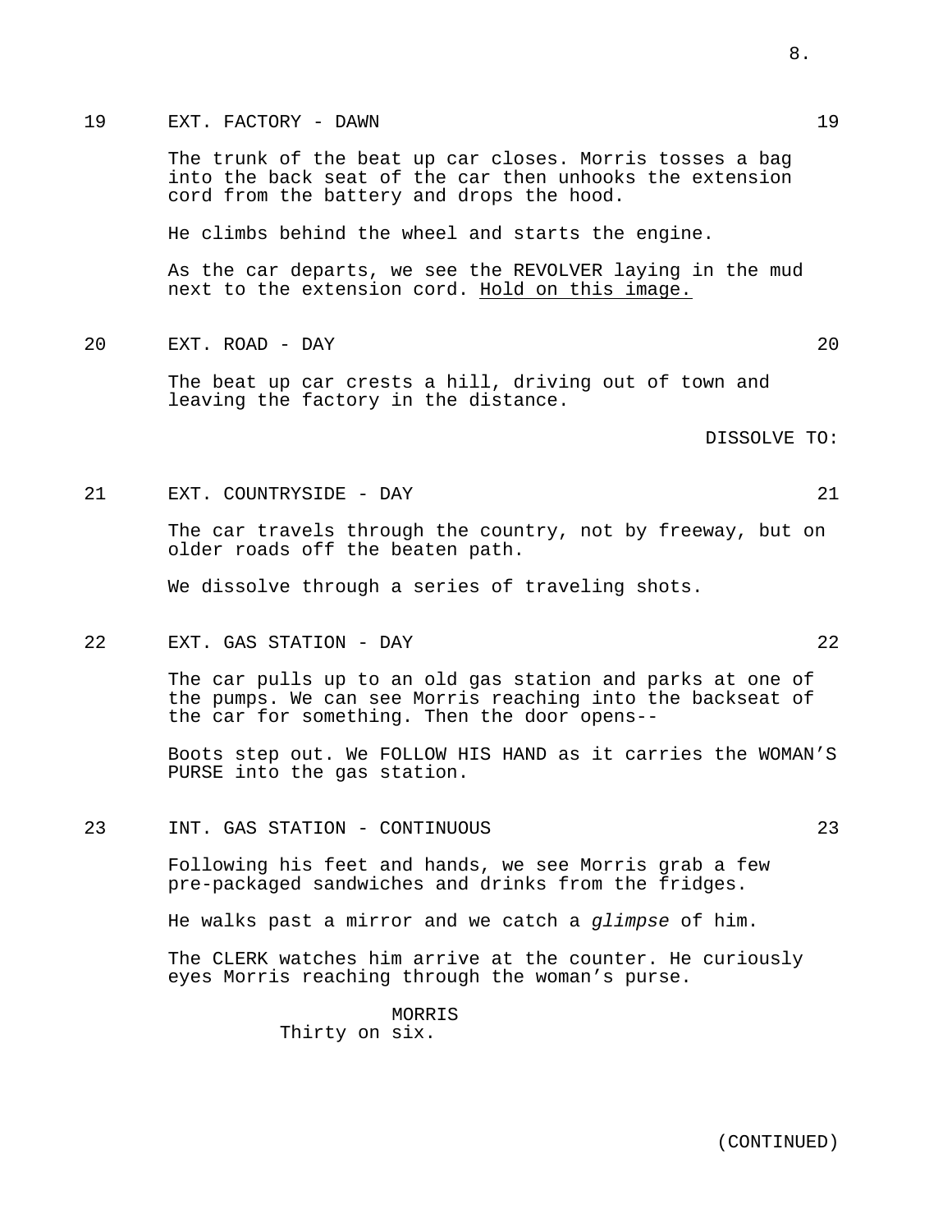19 EXT. FACTORY - DAWN 19

The trunk of the beat up car closes. Morris tosses a bag into the back seat of the car then unhooks the extension cord from the battery and drops the hood.

He climbs behind the wheel and starts the engine.

As the car departs, we see the REVOLVER laying in the mud next to the extension cord. <u>Hold on this image.</u>

20 EXT. ROAD - DAY 20

The beat up car crests a hill, driving out of town and leaving the factory in the distance.

DISSOLVE TO:

21 EXT. COUNTRYSIDE - DAY 21

The car travels through the country, not by freeway, but on older roads off the beaten path.

We dissolve through a series of traveling shots.

22 EXT. GAS STATION - DAY 22

The car pulls up to an old gas station and parks at one of the pumps. We can see Morris reaching into the backseat of the car for something. Then the door opens--

Boots step out. We FOLLOW HIS HAND as it carries the WOMAN'S PURSE into the gas station.

23 INT. GAS STATION - CONTINUOUS 23

Following his feet and hands, we see Morris grab a few pre-packaged sandwiches and drinks from the fridges.

He walks past a mirror and we catch a *glimpse* of him.

The CLERK watches him arrive at the counter. He curiously eyes Morris reaching through the woman's purse.

MORRIS
Thirty on six.

(CONTINUED)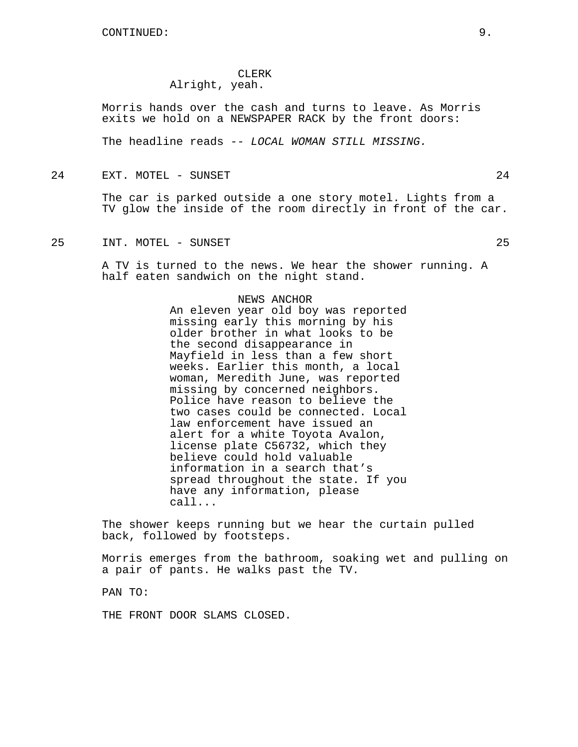CLERK
Alright, yeah.

Morris hands over the cash and turns to leave. As Morris exits we hold on a NEWSPAPER RACK by the front doors:

The headline reads -- *LOCAL WOMAN STILL MISSING.*

24 EXT. MOTEL - SUNSET 24

The car is parked outside a one story motel. Lights from a TV glow the inside of the room directly in front of the car.

25 INT. MOTEL - SUNSET 25

A TV is turned to the news. We hear the shower running. A half eaten sandwich on the night stand.

NEWS ANCHOR
An eleven year old boy was reported missing early this morning by his older brother in what looks to be the second disappearance in Mayfield in less than a few short weeks. Earlier this month, a local woman, Meredith June, was reported missing by concerned neighbors. Police have reason to believe the two cases could be connected. Local law enforcement have issued an alert for a white Toyota Avalon, license plate C56732, which they believe could hold valuable information in a search that's spread throughout the state. If you have any information, please call...

The shower keeps running but we hear the curtain pulled back, followed by footsteps.

Morris emerges from the bathroom, soaking wet and pulling on a pair of pants. He walks past the TV.

PAN TO:

THE FRONT DOOR SLAMS CLOSED.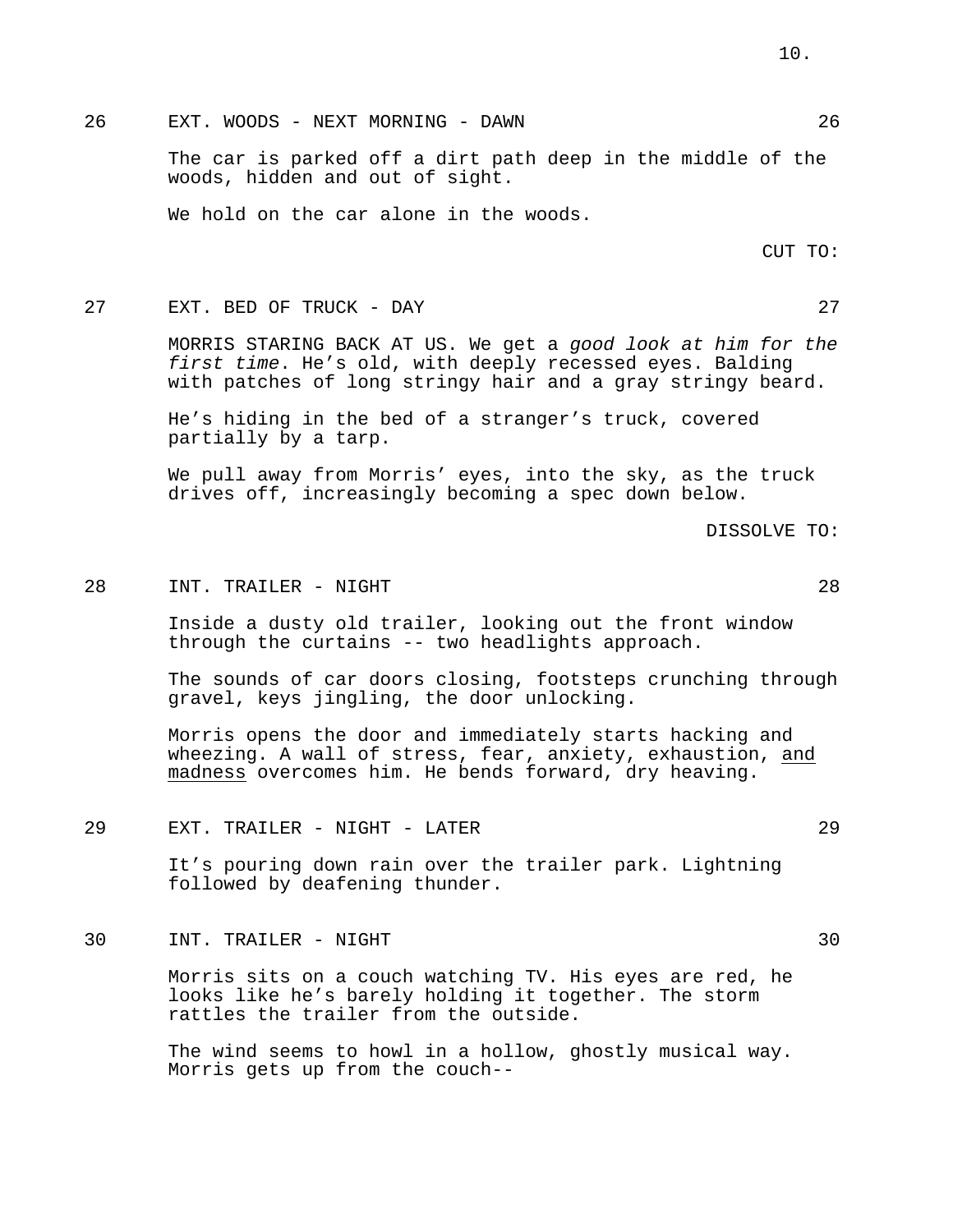26 EXT. WOODS - NEXT MORNING - DAWN 26

The car is parked off a dirt path deep in the middle of the woods, hidden and out of sight.

We hold on the car alone in the woods.

CUT TO:

27 EXT. BED OF TRUCK - DAY 27

MORRIS STARING BACK AT US. We get a *good look at him for the first time*. He's old, with deeply recessed eyes. Balding with patches of long stringy hair and a gray stringy beard.

He's hiding in the bed of a stranger's truck, covered partially by a tarp.

We pull away from Morris' eyes, into the sky, as the truck drives off, increasingly becoming a spec down below.

DISSOLVE TO:

28 INT. TRAILER - NIGHT 28

Inside a dusty old trailer, looking out the front window through the curtains -- two headlights approach.

The sounds of car doors closing, footsteps crunching through gravel, keys jingling, the door unlocking.

Morris opens the door and immediately starts hacking and wheezing. A wall of stress, fear, anxiety, exhaustion, <u>and madness</u> overcomes him. He bends forward, dry heaving.

29 EXT. TRAILER - NIGHT - LATER 29

It's pouring down rain over the trailer park. Lightning followed by deafening thunder.

30 INT. TRAILER - NIGHT 30

Morris sits on a couch watching TV. His eyes are red, he looks like he's barely holding it together. The storm rattles the trailer from the outside.

The wind seems to howl in a hollow, ghostly musical way. Morris gets up from the couch--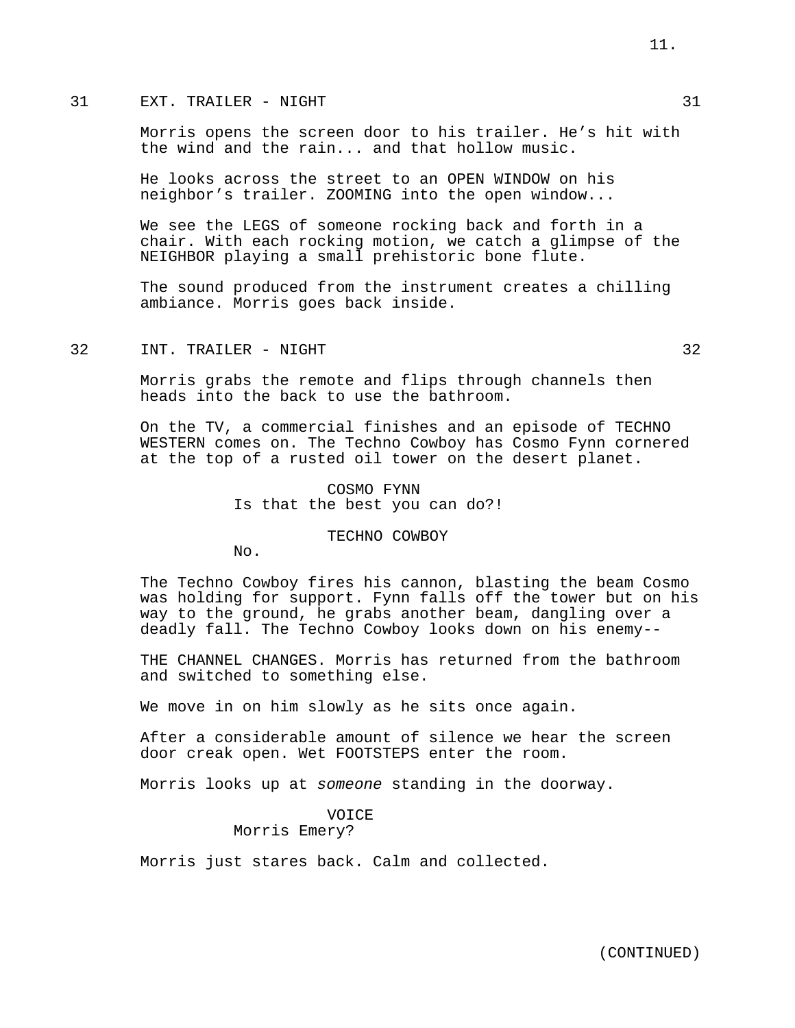31 EXT. TRAILER - NIGHT 31

Morris opens the screen door to his trailer. He's hit with the wind and the rain... and that hollow music.

He looks across the street to an OPEN WINDOW on his neighbor's trailer. ZOOMING into the open window...

We see the LEGS of someone rocking back and forth in a chair. With each rocking motion, we catch a glimpse of the NEIGHBOR playing a small prehistoric bone flute.

The sound produced from the instrument creates a chilling ambiance. Morris goes back inside.

32 INT. TRAILER - NIGHT 32

Morris grabs the remote and flips through channels then heads into the back to use the bathroom.

On the TV, a commercial finishes and an episode of TECHNO WESTERN comes on. The Techno Cowboy has Cosmo Fynn cornered at the top of a rusted oil tower on the desert planet.

COSMO FYNN
Is that the best you can do?!

TECHNO COWBOY
No.

The Techno Cowboy fires his cannon, blasting the beam Cosmo was holding for support. Fynn falls off the tower but on his way to the ground, he grabs another beam, dangling over a deadly fall. The Techno Cowboy looks down on his enemy--

THE CHANNEL CHANGES. Morris has returned from the bathroom and switched to something else.

We move in on him slowly as he sits once again.

After a considerable amount of silence we hear the screen door creak open. Wet FOOTSTEPS enter the room.

Morris looks up at *someone* standing in the doorway.

VOICE
Morris Emery?

Morris just stares back. Calm and collected.

(CONTINUED)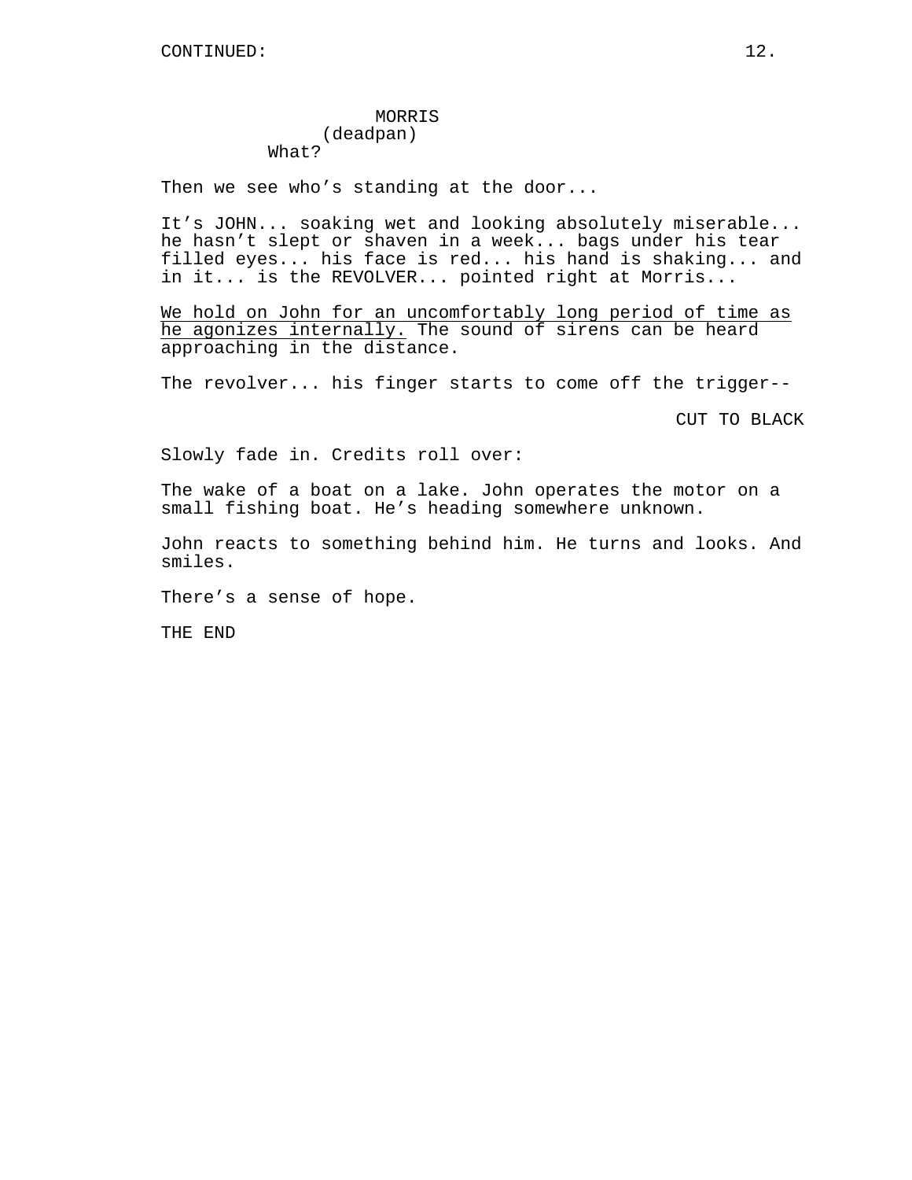MORRIS
(deadpan)
What?

Then we see who's standing at the door...

It's JOHN... soaking wet and looking absolutely miserable... he hasn't slept or shaven in a week... bags under his tear filled eyes... his face is red... his hand is shaking... and in it... is the REVOLVER... pointed right at Morris...

<u>We hold on John for an uncomfortably long period of time as he agonizes internally.</u> The sound of sirens can be heard approaching in the distance.

The revolver... his finger starts to come off the trigger--

CUT TO BLACK

Slowly fade in. Credits roll over:

The wake of a boat on a lake. John operates the motor on a small fishing boat. He's heading somewhere unknown.

John reacts to something behind him. He turns and looks. And smiles.

There's a sense of hope.

THE END